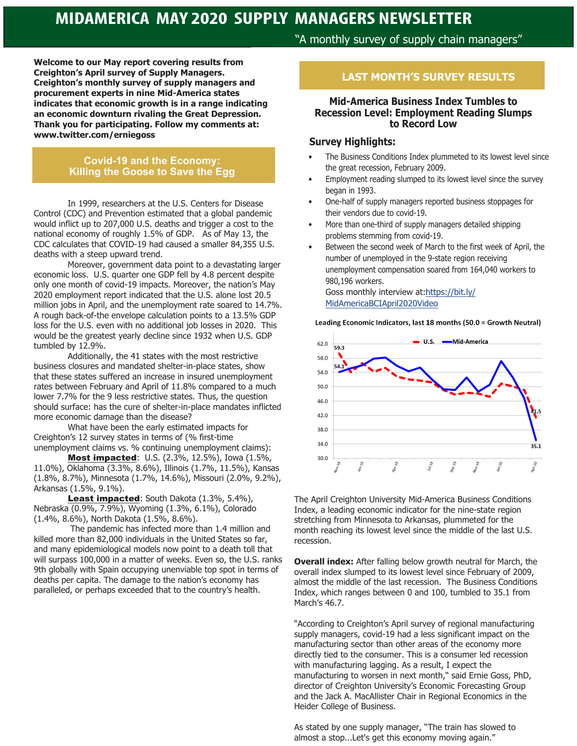# MIDAMERICA MAY 2020 SUPPLY MANAGERS NEWSLETTER

"A monthly survey of supply chain managers"

**Welcome to our May report covering results from Creighton's April survey of Supply Managers. Creighton's monthly survey of supply managers and procurement experts in nine Mid-America states indicates that economic growth is in a range indicating an economic downturn rivaling the Great Depression. Thank you for participating. Follow my comments at: www.twitter.com/erniegoss**

## Covid-19 and the Economy: Killing the Goose to Save the Egg

In 1999, researchers at the U.S. Centers for Disease Control (CDC) and Prevention estimated that a global pandemic would inflict up to 207,000 U.S. deaths and trigger a cost to the national economy of roughly 1.5% of GDP. As of May 13, the CDC calculates that COVID-19 had caused a smaller 84,355 U.S. deaths with a steep upward trend.

Moreover, government data point to a devastating larger economic loss. U.S. quarter one GDP fell by 4.8 percent despite only one month of covid-19 impacts. Moreover, the nation's May 2020 employment report indicated that the U.S. alone lost 20.5 million jobs in April, and the unemployment rate soared to 14.7%. A rough back-of-the envelope calculation points to a 13.5% GDP loss for the U.S. even with no additional job losses in 2020. This would be the greatest yearly decline since 1932 when U.S. GDP tumbled by 12.9%.

Additionally, the 41 states with the most restrictive business closures and mandated shelter-in-place states, show that these states suffered an increase in insured unemployment rates between February and April of 11.8% compared to a much lower 7.7% for the 9 less restrictive states. Thus, the question should surface: has the cure of shelter-in-place mandates inflicted more economic damage than the disease?

What have been the early estimated impacts for Creighton's 12 survey states in terms of (% first-time unemployment claims vs. % continuing unemployment claims):

**Most impacted**: U.S. (2.3%, 12.5%), Iowa (1.5%, 11.0%), Oklahoma (3.3%, 8.6%), Illinois (1.7%, 11.5%), Kansas (1.8%, 8.7%), Minnesota (1.7%, 14.6%), Missouri (2.0%, 9.2%), Arkansas (1.5%, 9.1%).

**Least impacted**: South Dakota (1.3%, 5.4%), Nebraska (0.9%, 7.9%), Wyoming (1.3%, 6.1%), Colorado (1.4%, 8.6%), North Dakota (1.5%, 8.6%).

The pandemic has infected more than 1.4 million and killed more than 82,000 individuals in the United States so far, and many epidemiological models now point to a death toll that will surpass 100,000 in a matter of weeks. Even so, the U.S. ranks 9th globally with Spain occupying unenviable top spot in terms of deaths per capita. The damage to the nation's economy has paralleled, or perhaps exceeded that to the country's health.

## LAST MONTH'S SURVEY RESULTS

### Mid-America Business Index Tumbles to Recession Level: Employment Reading Slumps to Record Low

### Survey Highlights:

- The Business Conditions Index plummeted to its lowest level since the great recession, February 2009.
- Employment reading slumped to its lowest level since the survey began in 1993.
- One-half of supply managers reported business stoppages for their vendors due to covid-19.
- More than one-third of supply managers detailed shipping problems stemming from covid-19.
- Between the second week of March to the first week of April, the number of unemployed in the 9-state region receiving unemployment compensation soared from 164,040 workers to 980,196 workers.

  Goss monthly interview at: https://bit.ly/MidAmericaBCIApril2020Video

**Leading Economic Indicators, last 18 months (50.0 = Growth Neutral)**

The April Creighton University Mid-America Business Conditions Index, a leading economic indicator for the nine-state region stretching from Minnesota to Arkansas, plummeted for the month reaching its lowest level since the middle of the last U.S. recession.

**Overall index:** After falling below growth neutral for March, the overall index slumped to its lowest level since February of 2009, almost the middle of the last recession. The Business Conditions Index, which ranges between 0 and 100, tumbled to 35.1 from March's 46.7.

"According to Creighton's April survey of regional manufacturing supply managers, covid-19 had a less significant impact on the manufacturing sector than other areas of the economy more directly tied to the consumer. This is a consumer led recession with manufacturing lagging. As a result, I expect the manufacturing to worsen in next month," said Ernie Goss, PhD, director of Creighton University's Economic Forecasting Group and the Jack A. MacAllister Chair in Regional Economics in the Heider College of Business.

As stated by one supply manager, "The train has slowed to almost a stop...Let's get this economy moving again."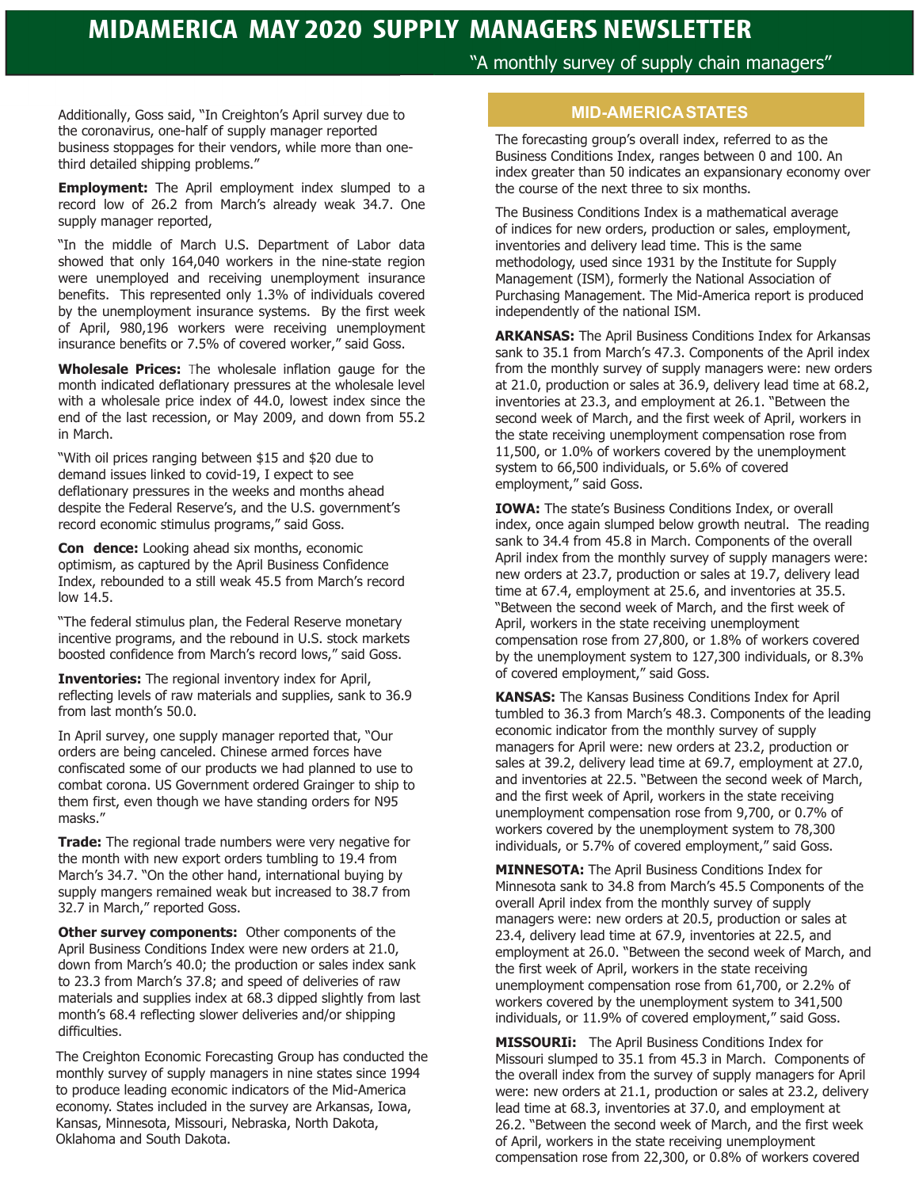Additionally, Goss said, "In Creighton's April survey due to the coronavirus, one-half of supply manager reported business stoppages for their vendors, while more than one-third detailed shipping problems."

**Employment:** The April employment index slumped to a record low of 26.2 from March's already weak 34.7. One supply manager reported,

"In the middle of March U.S. Department of Labor data showed that only 164,040 workers in the nine-state region were unemployed and receiving unemployment insurance benefits. This represented only 1.3% of individuals covered by the unemployment insurance systems. By the first week of April, 980,196 workers were receiving unemployment insurance benefits or 7.5% of covered worker," said Goss.

**Wholesale Prices:** The wholesale inflation gauge for the month indicated deflationary pressures at the wholesale level with a wholesale price index of 44.0, lowest index since the end of the last recession, or May 2009, and down from 55.2 in March.

"With oil prices ranging between $15 and $20 due to demand issues linked to covid-19, I expect to see deflationary pressures in the weeks and months ahead despite the Federal Reserve's, and the U.S. government's record economic stimulus programs," said Goss.

**Con dence:** Looking ahead six months, economic optimism, as captured by the April Business Confidence Index, rebounded to a still weak 45.5 from March's record low 14.5.

"The federal stimulus plan, the Federal Reserve monetary incentive programs, and the rebound in U.S. stock markets boosted confidence from March's record lows," said Goss.

**Inventories:** The regional inventory index for April, reflecting levels of raw materials and supplies, sank to 36.9 from last month's 50.0.

In April survey, one supply manager reported that, "Our orders are being canceled. Chinese armed forces have confiscated some of our products we had planned to use to combat corona. US Government ordered Grainger to ship to them first, even though we have standing orders for N95 masks."

**Trade:** The regional trade numbers were very negative for the month with new export orders tumbling to 19.4 from March's 34.7. "On the other hand, international buying by supply mangers remained weak but increased to 38.7 from 32.7 in March," reported Goss.

**Other survey components:** Other components of the April Business Conditions Index were new orders at 21.0, down from March's 40.0; the production or sales index sank to 23.3 from March's 37.8; and speed of deliveries of raw materials and supplies index at 68.3 dipped slightly from last month's 68.4 reflecting slower deliveries and/or shipping difficulties.

The Creighton Economic Forecasting Group has conducted the monthly survey of supply managers in nine states since 1994 to produce leading economic indicators of the Mid-America economy. States included in the survey are Arkansas, Iowa, Kansas, Minnesota, Missouri, Nebraska, North Dakota, Oklahoma and South Dakota.

## MID-AMERICA STATES

The forecasting group's overall index, referred to as the Business Conditions Index, ranges between 0 and 100. An index greater than 50 indicates an expansionary economy over the course of the next three to six months.

The Business Conditions Index is a mathematical average of indices for new orders, production or sales, employment, inventories and delivery lead time. This is the same methodology, used since 1931 by the Institute for Supply Management (ISM), formerly the National Association of Purchasing Management. The Mid-America report is produced independently of the national ISM.

**ARKANSAS:** The April Business Conditions Index for Arkansas sank to 35.1 from March's 47.3. Components of the April index from the monthly survey of supply managers were: new orders at 21.0, production or sales at 36.9, delivery lead time at 68.2, inventories at 23.3, and employment at 26.1. "Between the second week of March, and the first week of April, workers in the state receiving unemployment compensation rose from 11,500, or 1.0% of workers covered by the unemployment system to 66,500 individuals, or 5.6% of covered employment," said Goss.

**IOWA:** The state's Business Conditions Index, or overall index, once again slumped below growth neutral. The reading sank to 34.4 from 45.8 in March. Components of the overall April index from the monthly survey of supply managers were: new orders at 23.7, production or sales at 19.7, delivery lead time at 67.4, employment at 25.6, and inventories at 35.5. "Between the second week of March, and the first week of April, workers in the state receiving unemployment compensation rose from 27,800, or 1.8% of workers covered by the unemployment system to 127,300 individuals, or 8.3% of covered employment," said Goss.

**KANSAS:** The Kansas Business Conditions Index for April tumbled to 36.3 from March's 48.3. Components of the leading economic indicator from the monthly survey of supply managers for April were: new orders at 23.2, production or sales at 39.2, delivery lead time at 69.7, employment at 27.0, and inventories at 22.5. "Between the second week of March, and the first week of April, workers in the state receiving unemployment compensation rose from 9,700, or 0.7% of workers covered by the unemployment system to 78,300 individuals, or 5.7% of covered employment," said Goss.

**MINNESOTA:** The April Business Conditions Index for Minnesota sank to 34.8 from March's 45.5 Components of the overall April index from the monthly survey of supply managers were: new orders at 20.5, production or sales at 23.4, delivery lead time at 67.9, inventories at 22.5, and employment at 26.0. "Between the second week of March, and the first week of April, workers in the state receiving unemployment compensation rose from 61,700, or 2.2% of workers covered by the unemployment system to 341,500 individuals, or 11.9% of covered employment," said Goss.

**MISSOURIi:** The April Business Conditions Index for Missouri slumped to 35.1 from 45.3 in March. Components of the overall index from the survey of supply managers for April were: new orders at 21.1, production or sales at 23.2, delivery lead time at 68.3, inventories at 37.0, and employment at 26.2. "Between the second week of March, and the first week of April, workers in the state receiving unemployment compensation rose from 22,300, or 0.8% of workers covered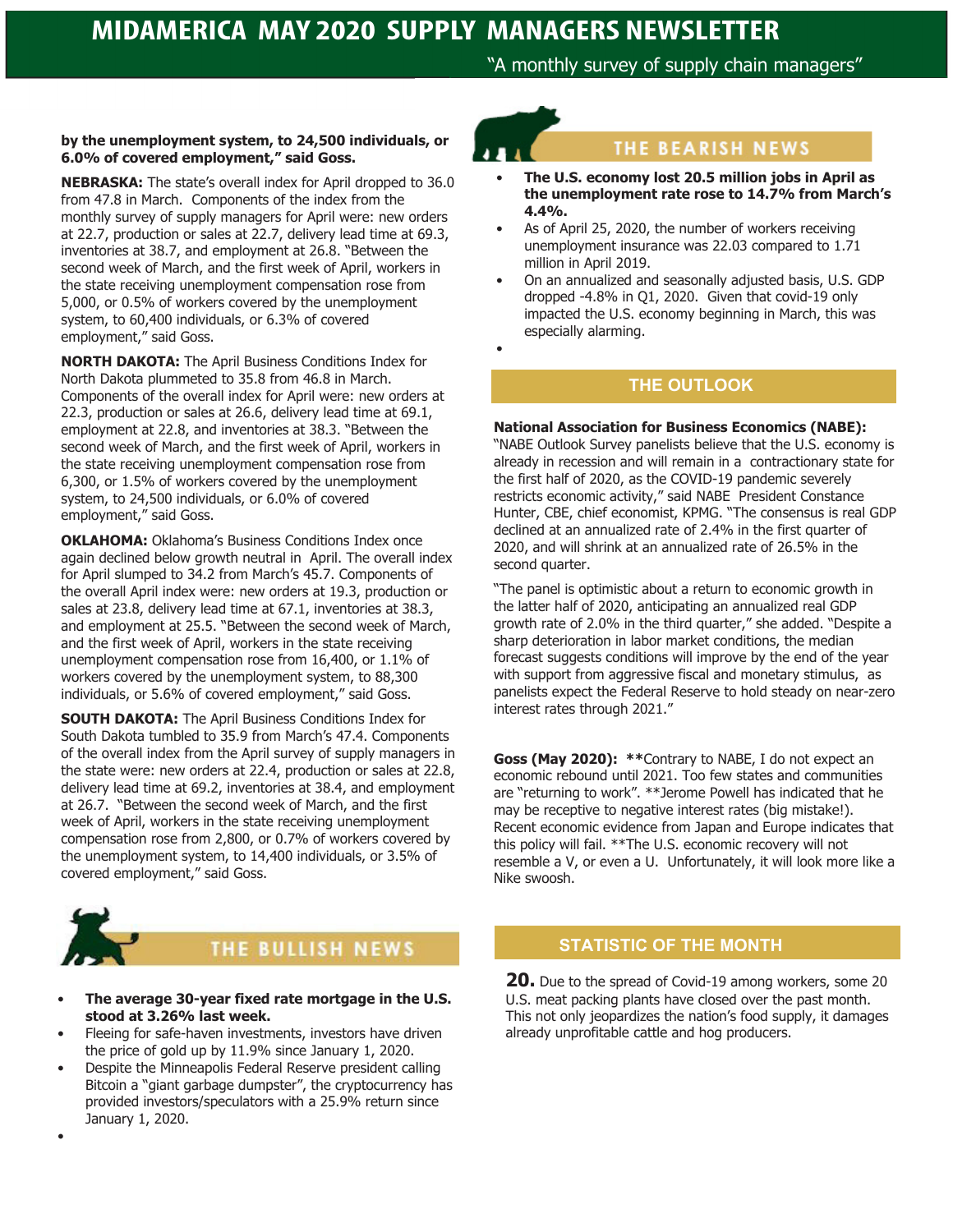**by the unemployment system, to 24,500 individuals, or 6.0% of covered employment," said Goss.**

**NEBRASKA:** The state's overall index for April dropped to 36.0 from 47.8 in March. Components of the index from the monthly survey of supply managers for April were: new orders at 22.7, production or sales at 22.7, delivery lead time at 69.3, inventories at 38.7, and employment at 26.8. "Between the second week of March, and the first week of April, workers in the state receiving unemployment compensation rose from 5,000, or 0.5% of workers covered by the unemployment system, to 60,400 individuals, or 6.3% of covered employment," said Goss.

**NORTH DAKOTA:** The April Business Conditions Index for North Dakota plummeted to 35.8 from 46.8 in March. Components of the overall index for April were: new orders at 22.3, production or sales at 26.6, delivery lead time at 69.1, employment at 22.8, and inventories at 38.3. "Between the second week of March, and the first week of April, workers in the state receiving unemployment compensation rose from 6,300, or 1.5% of workers covered by the unemployment system, to 24,500 individuals, or 6.0% of covered employment," said Goss.

**OKLAHOMA:** Oklahoma's Business Conditions Index once again declined below growth neutral in April. The overall index for April slumped to 34.2 from March's 45.7. Components of the overall April index were: new orders at 19.3, production or sales at 23.8, delivery lead time at 67.1, inventories at 38.3, and employment at 25.5. "Between the second week of March, and the first week of April, workers in the state receiving unemployment compensation rose from 16,400, or 1.1% of workers covered by the unemployment system, to 88,300 individuals, or 5.6% of covered employment," said Goss.

**SOUTH DAKOTA:** The April Business Conditions Index for South Dakota tumbled to 35.9 from March's 47.4. Components of the overall index from the April survey of supply managers in the state were: new orders at 22.4, production or sales at 22.8, delivery lead time at 69.2, inventories at 38.4, and employment at 26.7. "Between the second week of March, and the first week of April, workers in the state receiving unemployment compensation rose from 2,800, or 0.7% of workers covered by the unemployment system, to 14,400 individuals, or 3.5% of covered employment," said Goss.

## THE BULLISH NEWS

- **The average 30-year fixed rate mortgage in the U.S. stood at 3.26% last week.**
- Fleeing for safe-haven investments, investors have driven the price of gold up by 11.9% since January 1, 2020.
- Despite the Minneapolis Federal Reserve president calling Bitcoin a "giant garbage dumpster", the cryptocurrency has provided investors/speculators with a 25.9% return since January 1, 2020.

## THE BEARISH NEWS

- **The U.S. economy lost 20.5 million jobs in April as the unemployment rate rose to 14.7% from March's 4.4%.**
- As of April 25, 2020, the number of workers receiving unemployment insurance was 22.03 compared to 1.71 million in April 2019.
- On an annualized and seasonally adjusted basis, U.S. GDP dropped -4.8% in Q1, 2020. Given that covid-19 only impacted the U.S. economy beginning in March, this was especially alarming.

## THE OUTLOOK

**National Association for Business Economics (NABE):** "NABE Outlook Survey panelists believe that the U.S. economy is already in recession and will remain in a contractionary state for the first half of 2020, as the COVID-19 pandemic severely restricts economic activity," said NABE President Constance Hunter, CBE, chief economist, KPMG. "The consensus is real GDP declined at an annualized rate of 2.4% in the first quarter of 2020, and will shrink at an annualized rate of 26.5% in the second quarter.

"The panel is optimistic about a return to economic growth in the latter half of 2020, anticipating an annualized real GDP growth rate of 2.0% in the third quarter," she added. "Despite a sharp deterioration in labor market conditions, the median forecast suggests conditions will improve by the end of the year with support from aggressive fiscal and monetary stimulus, as panelists expect the Federal Reserve to hold steady on near-zero interest rates through 2021."

**Goss (May 2020):** **Contrary to NABE, I do not expect an economic rebound until 2021. Too few states and communities are "returning to work". **Jerome Powell has indicated that he may be receptive to negative interest rates (big mistake!). Recent economic evidence from Japan and Europe indicates that this policy will fail. **The U.S. economic recovery will not resemble a V, or even a U. Unfortunately, it will look more like a Nike swoosh.

## STATISTIC OF THE MONTH

**20.** Due to the spread of Covid-19 among workers, some 20 U.S. meat packing plants have closed over the past month. This not only jeopardizes the nation's food supply, it damages already unprofitable cattle and hog producers.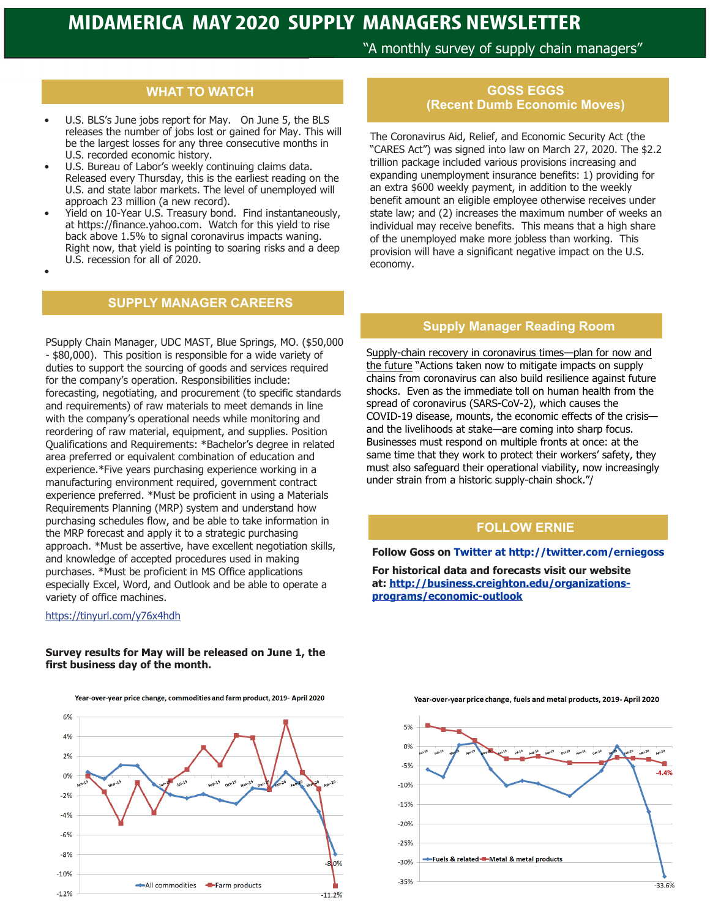# MIDAMERICA MAY 2020 SUPPLY MANAGERS NEWSLETTER

"A monthly survey of supply chain managers"

## WHAT TO WATCH

- U.S. BLS's June jobs report for May. On June 5, the BLS releases the number of jobs lost or gained for May. This will be the largest losses for any three consecutive months in U.S. recorded economic history.
- U.S. Bureau of Labor's weekly continuing claims data. Released every Thursday, this is the earliest reading on the U.S. and state labor markets. The level of unemployed will approach 23 million (a new record).
- Yield on 10-Year U.S. Treasury bond. Find instantaneously, at https://finance.yahoo.com. Watch for this yield to rise back above 1.5% to signal coronavirus impacts waning. Right now, that yield is pointing to soaring risks and a deep U.S. recession for all of 2020.

## SUPPLY MANAGER CAREERS

PSupply Chain Manager, UDC MAST, Blue Springs, MO. ($50,000 - $80,000). This position is responsible for a wide variety of duties to support the sourcing of goods and services required for the company's operation. Responsibilities include: forecasting, negotiating, and procurement (to specific standards and requirements) of raw materials to meet demands in line with the company's operational needs while monitoring and reordering of raw material, equipment, and supplies. Position Qualifications and Requirements: *Bachelor's degree in related area preferred or equivalent combination of education and experience.*Five years purchasing experience working in a manufacturing environment required, government contract experience preferred. *Must be proficient in using a Materials Requirements Planning (MRP) system and understand how purchasing schedules flow, and be able to take information in the MRP forecast and apply it to a strategic purchasing approach. *Must be assertive, have excellent negotiation skills, and knowledge of accepted procedures used in making purchases. *Must be proficient in MS Office applications especially Excel, Word, and Outlook and be able to operate a variety of office machines.

https://tinyurl.com/y76x4hdh

**Survey results for May will be released on June 1, the first business day of the month.**

## GOSS EGGS (Recent Dumb Economic Moves)

The Coronavirus Aid, Relief, and Economic Security Act (the "CARES Act") was signed into law on March 27, 2020. The $2.2 trillion package included various provisions increasing and expanding unemployment insurance benefits: 1) providing for an extra $600 weekly payment, in addition to the weekly benefit amount an eligible employee otherwise receives under state law; and (2) increases the maximum number of weeks an individual may receive benefits. This means that a high share of the unemployed make more jobless than working. This provision will have a significant negative impact on the U.S. economy.

## Supply Manager Reading Room

Supply-chain recovery in coronavirus times—plan for now and the future "Actions taken now to mitigate impacts on supply chains from coronavirus can also build resilience against future shocks. Even as the immediate toll on human health from the spread of coronavirus (SARS-CoV-2), which causes the COVID-19 disease, mounts, the economic effects of the crisis—and the livelihoods at stake—are coming into sharp focus. Businesses must respond on multiple fronts at once: at the same time that they work to protect their workers' safety, they must also safeguard their operational viability, now increasingly under strain from a historic supply-chain shock."/

## FOLLOW ERNIE

**Follow Goss on Twitter at http://twitter.com/erniegoss**

**For historical data and forecasts visit our website at: http://business.creighton.edu/organizations-programs/economic-outlook**

Year-over-year price change, commodities and farm product, 2019- April 2020

6%, 4%, 2%, 0%, -2%, -4%, -6%, -8%, -10%, -12%

Jan-19, Mar-19, Jun-19, Jul-19, Sep-19, Oct-19, Nov-19, Dec-19, Jan-20, Feb-20, Mar-20, Apr-20

-8.0%, -11.2%

All commodities, Farm products

Year-over-year price change, fuels and metal products, 2019- April 2020

5%, 0%, -5%, -10%, -15%, -20%, -25%, -30%, -35%

Jan-19, Feb-19, Mar-19, Apr-19, May-19, Jun-19, Jul-19, Aug-19, Sep-19, Oct-19, Nov-19, Dec-19, Jan-20, Feb-20, Mar-20, Apr-20

-4.4%, -33.6%

Fuels & related, Metal & metal products